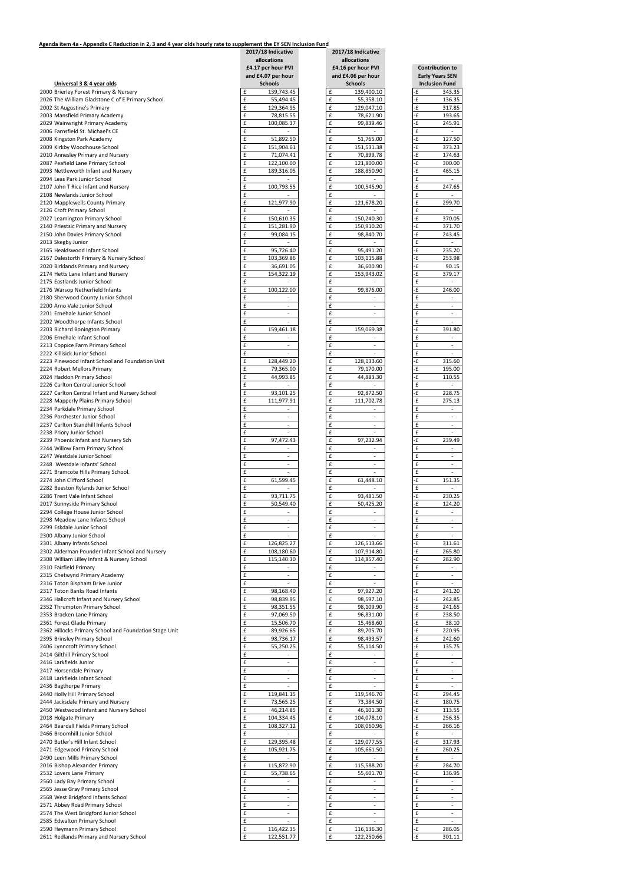**Agenda item 4a - Appendix C Reduction in 2, 3 and 4 year olds hourly rate to supplement the EY SEN Inclusion Fund**

| Universal 3 & 4 year olds | 2017/18 Indicative allocations £4.17 per hour PVI and £4.07 per hour Schools | 2017/18 Indicative allocations £4.16 per hour PVI and £4.06 per hour Schools | Contribution to Early Years SEN Inclusion Fund |
|---|---|---|---|
| 2000 Brierley Forest Primary & Nursery | £ 139,743.45 | £ 139,400.10 | -£ 343.35 |
| 2026 The William Gladstone C of E Primary School | £ 55,494.45 | £ 55,358.10 | -£ 136.35 |
| 2002 St Augustine's Primary | £ 129,364.95 | £ 129,047.10 | -£ 317.85 |
| 2003 Mansfield Primary Academy | £ 78,815.55 | £ 78,621.90 | -£ 193.65 |
| 2029 Wainwright Primary Academy | £ 100,085.37 | £ 99,839.46 | -£ 245.91 |
| 2006 Farnsfield St. Michael's CE | £ - | £ - | £ - |
| 2008 Kingston Park Academy | £ 51,892.50 | £ 51,765.00 | -£ 127.50 |
| 2009 Kirkby Woodhouse School | £ 151,904.61 | £ 151,531.38 | -£ 373.23 |
| 2010 Annesley Primary and Nursery | £ 71,074.41 | £ 70,899.78 | -£ 174.63 |
| 2087 Peafield Lane Primary School | £ 122,100.00 | £ 121,800.00 | -£ 300.00 |
| 2093 Nettleworth Infant and Nursery | £ 189,316.05 | £ 188,850.90 | -£ 465.15 |
| 2094 Leas Park Junior School | £ - | £ - | £ - |
| 2107 John T Rice Infant and Nursery | £ 100,793.55 | £ 100,545.90 | -£ 247.65 |
| 2108 Newlands Junior School | £ - | £ - | £ - |
| 2120 Mapplewells County Primary | £ 121,977.90 | £ 121,678.20 | -£ 299.70 |
| 2126 Croft Primary School | £ - | £ - | £ - |
| 2027 Leamington Primary School | £ 150,610.35 | £ 150,240.30 | -£ 370.05 |
| 2140 Priestsic Primary and Nursery | £ 151,281.90 | £ 150,910.20 | -£ 371.70 |
| 2150 John Davies Primary School | £ 99,084.15 | £ 98,840.70 | -£ 243.45 |
| 2013 Skegby Junior | £ - | £ - | £ - |
| 2165 Healdswood Infant School | £ 95,726.40 | £ 95,491.20 | -£ 235.20 |
| 2167 Dalestorth Primary & Nursery School | £ 103,369.86 | £ 103,115.88 | -£ 253.98 |
| 2020 Birklands Primary and Nursery | £ 36,691.05 | £ 36,600.90 | -£ 90.15 |
| 2174 Hetts Lane Infant and Nursery | £ 154,322.19 | £ 153,943.02 | -£ 379.17 |
| 2175 Eastlands Junior School | £ - | £ - | £ - |
| 2176 Warsop Netherfield Infants | £ 100,122.00 | £ 99,876.00 | -£ 246.00 |
| 2180 Sherwood County Junior School | £ - | £ - | £ - |
| 2200 Arno Vale Junior School | £ - | £ - | £ - |
| 2201 Ernehale Junior School | £ - | £ - | £ - |
| 2202 Woodthorpe Infants School | £ - | £ - | £ - |
| 2203 Richard Bonington Primary | £ 159,461.18 | £ 159,069.38 | -£ 391.80 |
| 2206 Ernehale Infant School | £ - | £ - | £ - |
| 2213 Coppice Farm Primary School | £ - | £ - | £ - |
| 2222 Killisick Junior School | £ - | £ - | £ - |
| 2223 Pinewood Infant School and Foundation Unit | £ 128,449.20 | £ 128,133.60 | -£ 315.60 |
| 2224 Robert Mellors Primary | £ 79,365.00 | £ 79,170.00 | -£ 195.00 |
| 2024 Haddon Primary School | £ 44,993.85 | £ 44,883.30 | -£ 110.55 |
| 2226 Carlton Central Junior School | £ - | £ - | £ - |
| 2227 Carlton Central Infant and Nursery School | £ 93,101.25 | £ 92,872.50 | -£ 228.75 |
| 2228 Mapperly Plains Primary School | £ 111,977.91 | £ 111,702.78 | -£ 275.13 |
| 2234 Parkdale Primary School | £ - | £ - | £ - |
| 2236 Porchester Junior School | £ - | £ - | £ - |
| 2237 Carlton Standhill Infants School | £ - | £ - | £ - |
| 2238 Priory Junior School | £ - | £ - | £ - |
| 2239 Phoenix Infant and Nursery Sch | £ 97,472.43 | £ 97,232.94 | -£ 239.49 |
| 2244 Willow Farm Primary School | £ - | £ - | £ - |
| 2247 Westdale Junior School | £ - | £ - | £ - |
| 2248 Westdale Infants' School | £ - | £ - | £ - |
| 2271 Bramcote Hills Primary School. | £ - | £ - | £ - |
| 2274 John Clifford School | £ 61,599.45 | £ 61,448.10 | -£ 151.35 |
| 2282 Beeston Rylands Junior School | £ - | £ - | £ - |
| 2286 Trent Vale Infant School | £ 93,711.75 | £ 93,481.50 | -£ 230.25 |
| 2017 Sunnyside Primary School | £ 50,549.40 | £ 50,425.20 | -£ 124.20 |
| 2294 College House Junior School | £ - | £ - | £ - |
| 2298 Meadow Lane Infants School | £ - | £ - | £ - |
| 2299 Eskdale Junior School | £ - | £ - | £ - |
| 2300 Albany Junior School | £ - | £ - | £ - |
| 2301 Albany Infants School | £ 126,825.27 | £ 126,513.66 | -£ 311.61 |
| 2302 Alderman Pounder Infant School and Nursery | £ 108,180.60 | £ 107,914.80 | -£ 265.80 |
| 2308 William Lilley Infant & Nursery School | £ 115,140.30 | £ 114,857.40 | -£ 282.90 |
| 2310 Fairfield Primary | £ - | £ - | £ - |
| 2315 Chetwynd Primary Academy | £ - | £ - | £ - |
| 2316 Toton Bispham Drive Junior | £ - | £ - | £ - |
| 2317 Toton Banks Road Infants | £ 98,168.40 | £ 97,927.20 | -£ 241.20 |
| 2346 Hallcroft Infant and Nursery School | £ 98,839.95 | £ 98,597.10 | -£ 242.85 |
| 2352 Thrumpton Primary School | £ 98,351.55 | £ 98,109.90 | -£ 241.65 |
| 2353 Bracken Lane Primary | £ 97,069.50 | £ 96,831.00 | -£ 238.50 |
| 2361 Forest Glade Primary | £ 15,506.70 | £ 15,468.60 | -£ 38.10 |
| 2362 Hillocks Primary School and Foundation Stage Unit | £ 89,926.65 | £ 89,705.70 | -£ 220.95 |
| 2395 Brinsley Primary School | £ 98,736.17 | £ 98,493.57 | -£ 242.60 |
| 2406 Lynncroft Primary School | £ 55,250.25 | £ 55,114.50 | -£ 135.75 |
| 2414 Gilthill Primary School | £ - | £ - | £ - |
| 2416 Larkfields Junior | £ - | £ - | £ - |
| 2417 Horsendale Primary | £ - | £ - | £ - |
| 2418 Larkfields Infant School | £ - | £ - | £ - |
| 2436 Bagthorpe Primary | £ - | £ - | £ - |
| 2440 Holly Hill Primary School | £ 119,841.15 | £ 119,546.70 | -£ 294.45 |
| 2444 Jacksdale Primary and Nursery | £ 73,565.25 | £ 73,384.50 | -£ 180.75 |
| 2450 Westwood Infant and Nursery School | £ 46,214.85 | £ 46,101.30 | -£ 113.55 |
| 2018 Holgate Primary | £ 104,334.45 | £ 104,078.10 | -£ 256.35 |
| 2464 Beardall Fields Primary School | £ 108,327.12 | £ 108,060.96 | -£ 266.16 |
| 2466 Broomhill Junior School | £ - | £ - | £ - |
| 2470 Butler's Hill Infant School | £ 129,395.48 | £ 129,077.55 | -£ 317.93 |
| 2471 Edgewood Primary School | £ 105,921.75 | £ 105,661.50 | -£ 260.25 |
| 2490 Leen Mills Primary School | £ - | £ - | £ - |
| 2016 Bishop Alexander Primary | £ 115,872.90 | £ 115,588.20 | -£ 284.70 |
| 2532 Lovers Lane Primary | £ 55,738.65 | £ 55,601.70 | -£ 136.95 |
| 2560 Lady Bay Primary School | £ - | £ - | £ - |
| 2565 Jesse Gray Primary School | £ - | £ - | £ - |
| 2568 West Bridgford Infants School | £ - | £ - | £ - |
| 2571 Abbey Road Primary School | £ - | £ - | £ - |
| 2574 The West Bridgford Junior School | £ - | £ - | £ - |
| 2585 Edwalton Primary School | £ - | £ - | £ - |
| 2590 Heymann Primary School | £ 116,422.35 | £ 116,136.30 | -£ 286.05 |
| 2611 Redlands Primary and Nursery School | £ 122,551.77 | £ 122,250.66 | -£ 301.11 |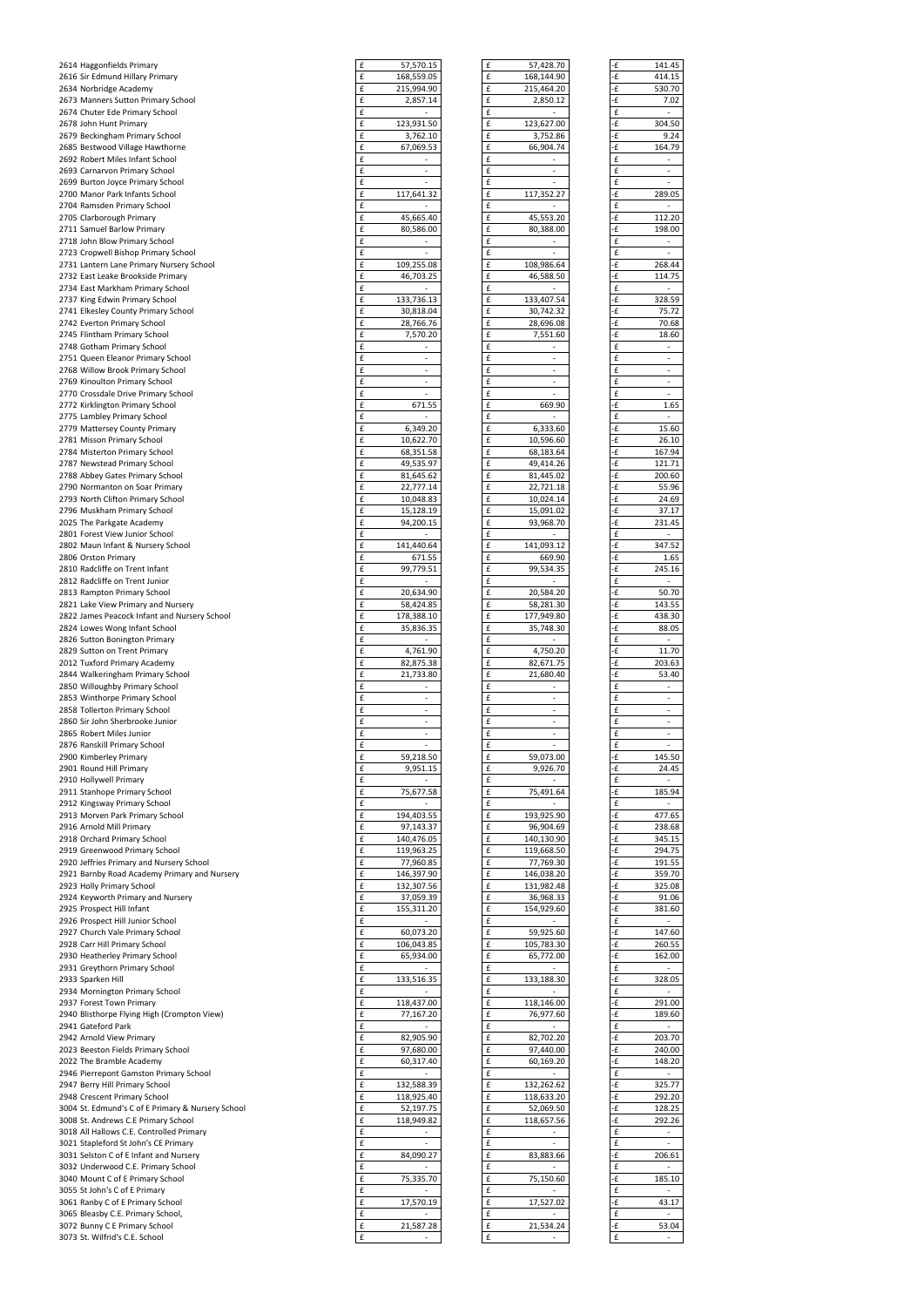| School | | | |
|---|---|---|---|
| 2614 Haggonfields Primary | £ 57,570.15 | £ 57,428.70 | -£ 141.45 |
| 2616 Sir Edmund Hillary Primary | £ 168,559.05 | £ 168,144.90 | -£ 414.15 |
| 2634 Norbridge Academy | £ 215,994.90 | £ 215,464.20 | -£ 530.70 |
| 2673 Manners Sutton Primary School | £ 2,857.14 | £ 2,850.12 | -£ 7.02 |
| 2674 Chuter Ede Primary School | £ - | £ - | £ - |
| 2678 John Hunt Primary | £ 123,931.50 | £ 123,627.00 | -£ 304.50 |
| 2679 Beckingham Primary School | £ 3,762.10 | £ 3,752.86 | -£ 9.24 |
| 2685 Bestwood Village Hawthorne | £ 67,069.53 | £ 66,904.74 | -£ 164.79 |
| 2692 Robert Miles Infant School | £ - | £ - | £ - |
| 2693 Carnarvon Primary School | £ - | £ - | £ - |
| 2699 Burton Joyce Primary School | £ - | £ - | £ - |
| 2700 Manor Park Infants School | £ 117,641.32 | £ 117,352.27 | -£ 289.05 |
| 2704 Ramsden Primary School | £ - | £ - | £ - |
| 2705 Clarborough Primary | £ 45,665.40 | £ 45,553.20 | -£ 112.20 |
| 2711 Samuel Barlow Primary | £ 80,586.00 | £ 80,388.00 | -£ 198.00 |
| 2718 John Blow Primary School | £ - | £ - | £ - |
| 2723 Cropwell Bishop Primary School | £ - | £ - | £ - |
| 2731 Lantern Lane Primary Nursery School | £ 109,255.08 | £ 108,986.64 | -£ 268.44 |
| 2732 East Leake Brookside Primary | £ 46,703.25 | £ 46,588.50 | -£ 114.75 |
| 2734 East Markham Primary School | £ - | £ - | £ - |
| 2737 King Edwin Primary School | £ 133,736.13 | £ 133,407.54 | -£ 328.59 |
| 2741 Elkesley County Primary School | £ 30,818.04 | £ 30,742.32 | -£ 75.72 |
| 2742 Everton Primary School | £ 28,766.76 | £ 28,696.08 | -£ 70.68 |
| 2745 Flintham Primary School | £ 7,570.20 | £ 7,551.60 | -£ 18.60 |
| 2748 Gotham Primary School | £ - | £ - | £ - |
| 2751 Queen Eleanor Primary School | £ - | £ - | £ - |
| 2768 Willow Brook Primary School | £ - | £ - | £ - |
| 2769 Kinoulton Primary School | £ - | £ - | £ - |
| 2770 Crossdale Drive Primary School | £ - | £ - | £ - |
| 2772 Kirklington Primary School | £ 671.55 | £ 669.90 | -£ 1.65 |
| 2775 Lambley Primary School | £ - | £ - | £ - |
| 2779 Mattersey County Primary | £ 6,349.20 | £ 6,333.60 | -£ 15.60 |
| 2781 Misson Primary School | £ 10,622.70 | £ 10,596.60 | -£ 26.10 |
| 2784 Misterton Primary School | £ 68,351.58 | £ 68,183.64 | -£ 167.94 |
| 2787 Newstead Primary School | £ 49,535.97 | £ 49,414.26 | -£ 121.71 |
| 2788 Abbey Gates Primary School | £ 81,645.62 | £ 81,445.02 | -£ 200.60 |
| 2790 Normanton on Soar Primary | £ 22,777.14 | £ 22,721.18 | -£ 55.96 |
| 2793 North Clifton Primary School | £ 10,048.83 | £ 10,024.14 | -£ 24.69 |
| 2796 Muskham Primary School | £ 15,128.19 | £ 15,091.02 | -£ 37.17 |
| 2025 The Parkgate Academy | £ 94,200.15 | £ 93,968.70 | -£ 231.45 |
| 2801 Forest View Junior School | £ - | £ - | £ - |
| 2802 Maun Infant & Nursery School | £ 141,440.64 | £ 141,093.12 | -£ 347.52 |
| 2806 Orston Primary | £ 671.55 | £ 669.90 | -£ 1.65 |
| 2810 Radcliffe on Trent Infant | £ 99,779.51 | £ 99,534.35 | -£ 245.16 |
| 2812 Radcliffe on Trent Junior | £ - | £ - | £ - |
| 2813 Rampton Primary School | £ 20,634.90 | £ 20,584.20 | -£ 50.70 |
| 2821 Lake View Primary and Nursery | £ 58,424.85 | £ 58,281.30 | -£ 143.55 |
| 2822 James Peacock Infant and Nursery School | £ 178,388.10 | £ 177,949.80 | -£ 438.30 |
| 2824 Lowes Wong Infant School | £ 35,836.35 | £ 35,748.30 | -£ 88.05 |
| 2826 Sutton Bonington Primary | £ - | £ - | £ - |
| 2829 Sutton on Trent Primary | £ 4,761.90 | £ 4,750.20 | -£ 11.70 |
| 2012 Tuxford Primary Academy | £ 82,875.38 | £ 82,671.75 | -£ 203.63 |
| 2844 Walkeringham Primary School | £ 21,733.80 | £ 21,680.40 | -£ 53.40 |
| 2850 Willoughby Primary School | £ - | £ - | £ - |
| 2853 Winthorpe Primary School | £ - | £ - | £ - |
| 2858 Tollerton Primary School | £ - | £ - | £ - |
| 2860 Sir John Sherbrooke Junior | £ - | £ - | £ - |
| 2865 Robert Miles Junior | £ - | £ - | £ - |
| 2876 Ranskill Primary School | £ - | £ - | £ - |
| 2900 Kimberley Primary | £ 59,218.50 | £ 59,073.00 | -£ 145.50 |
| 2901 Round Hill Primary | £ 9,951.15 | £ 9,926.70 | -£ 24.45 |
| 2910 Hollywell Primary | £ - | £ - | £ - |
| 2911 Stanhope Primary School | £ 75,677.58 | £ 75,491.64 | -£ 185.94 |
| 2912 Kingsway Primary School | £ - | £ - | £ - |
| 2913 Morven Park Primary School | £ 194,403.55 | £ 193,925.90 | -£ 477.65 |
| 2916 Arnold Mill Primary | £ 97,143.37 | £ 96,904.69 | -£ 238.68 |
| 2918 Orchard Primary School | £ 140,476.05 | £ 140,130.90 | -£ 345.15 |
| 2919 Greenwood Primary School | £ 119,963.25 | £ 119,668.50 | -£ 294.75 |
| 2920 Jeffries Primary and Nursery School | £ 77,960.85 | £ 77,769.30 | -£ 191.55 |
| 2921 Barnby Road Academy Primary and Nursery | £ 146,397.90 | £ 146,038.20 | -£ 359.70 |
| 2923 Holly Primary School | £ 132,307.56 | £ 131,982.48 | -£ 325.08 |
| 2924 Keyworth Primary and Nursery | £ 37,059.39 | £ 36,968.33 | -£ 91.06 |
| 2925 Prospect Hill Infant | £ 155,311.20 | £ 154,929.60 | -£ 381.60 |
| 2926 Prospect Hill Junior School | £ - | £ - | £ - |
| 2927 Church Vale Primary School | £ 60,073.20 | £ 59,925.60 | -£ 147.60 |
| 2928 Carr Hill Primary School | £ 106,043.85 | £ 105,783.30 | -£ 260.55 |
| 2930 Heatherley Primary School | £ 65,934.00 | £ 65,772.00 | -£ 162.00 |
| 2931 Greythorn Primary School | £ - | £ - | £ - |
| 2933 Sparken Hill | £ 133,516.35 | £ 133,188.30 | -£ 328.05 |
| 2934 Mornington Primary School | £ - | £ - | £ - |
| 2937 Forest Town Primary | £ 118,437.00 | £ 118,146.00 | -£ 291.00 |
| 2940 Blisthorpe Flying High (Crompton View) | £ 77,167.20 | £ 76,977.60 | -£ 189.60 |
| 2941 Gateford Park | £ - | £ - | £ - |
| 2942 Arnold View Primary | £ 82,905.90 | £ 82,702.20 | -£ 203.70 |
| 2023 Beeston Fields Primary School | £ 97,680.00 | £ 97,440.00 | -£ 240.00 |
| 2022 The Bramble Academy | £ 60,317.40 | £ 60,169.20 | -£ 148.20 |
| 2946 Pierrepont Gamston Primary School | £ - | £ - | £ - |
| 2947 Berry Hill Primary School | £ 132,588.39 | £ 132,262.62 | -£ 325.77 |
| 2948 Crescent Primary School | £ 118,925.40 | £ 118,633.20 | -£ 292.20 |
| 3004 St. Edmund's C of E Primary & Nursery School | £ 52,197.75 | £ 52,069.50 | -£ 128.25 |
| 3008 St. Andrews C.E Primary School | £ 118,949.82 | £ 118,657.56 | -£ 292.26 |
| 3018 All Hallows C.E. Controlled Primary | £ - | £ - | £ - |
| 3021 Stapleford St John's CE Primary | £ - | £ - | £ - |
| 3031 Selston C of E Infant and Nursery | £ 84,090.27 | £ 83,883.66 | -£ 206.61 |
| 3032 Underwood C.E. Primary School | £ - | £ - | £ - |
| 3040 Mount C of E Primary School | £ 75,335.70 | £ 75,150.60 | -£ 185.10 |
| 3055 St John's C of E Primary | £ - | £ - | £ - |
| 3061 Ranby C of E Primary School | £ 17,570.19 | £ 17,527.02 | -£ 43.17 |
| 3065 Bleasby C.E. Primary School, | £ - | £ - | £ - |
| 3072 Bunny C E Primary School | £ 21,587.28 | £ 21,534.24 | -£ 53.04 |
| 3073 St. Wilfrid's C.E. School | £ - | £ - | £ - |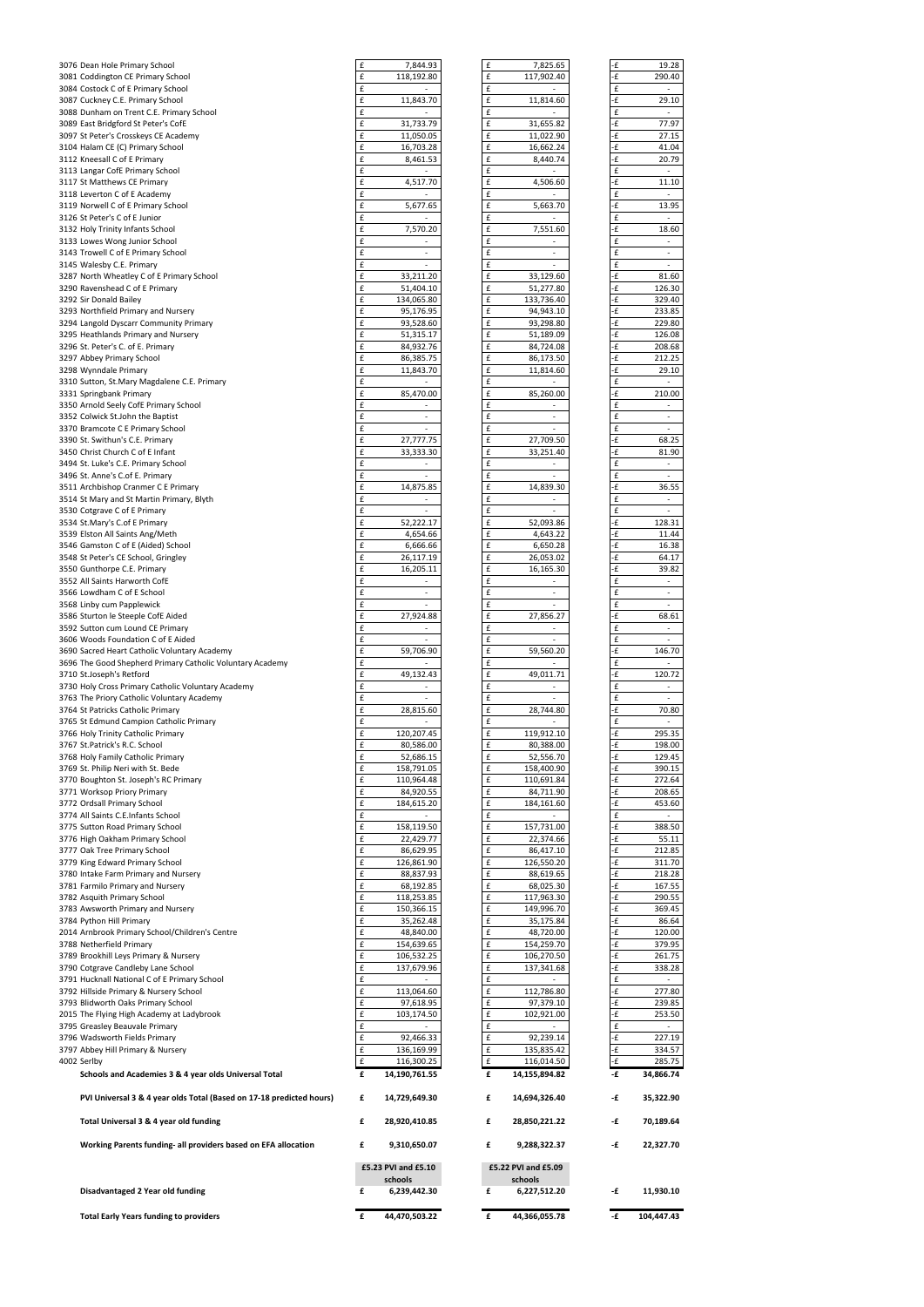| | | | |
|---|---|---|---|
| 3076 Dean Hole Primary School | £ 7,844.93 | £ 7,825.65 | -£ 19.28 |
| 3081 Coddington CE Primary School | £ 118,192.80 | £ 117,902.40 | -£ 290.40 |
| 3084 Costock C of E Primary School | £ - | £ - | £ - |
| 3087 Cuckney C.E. Primary School | £ 11,843.70 | £ 11,814.60 | -£ 29.10 |
| 3088 Dunham on Trent C.E. Primary School | £ - | £ - | £ - |
| 3089 East Bridgford St Peter's CofE | £ 31,733.79 | £ 31,655.82 | -£ 77.97 |
| 3097 St Peter's Crosskeys CE Academy | £ 11,050.05 | £ 11,022.90 | -£ 27.15 |
| 3104 Halam CE (C) Primary School | £ 16,703.28 | £ 16,662.24 | -£ 41.04 |
| 3112 Kneesall C of E Primary | £ 8,461.53 | £ 8,440.74 | -£ 20.79 |
| 3113 Langar CofE Primary School | £ - | £ - | £ - |
| 3117 St Matthews CE Primary | £ 4,517.70 | £ 4,506.60 | -£ 11.10 |
| 3118 Leverton C of E Academy | £ - | £ - | £ - |
| 3119 Norwell C of E Primary School | £ 5,677.65 | £ 5,663.70 | -£ 13.95 |
| 3126 St Peter's C of E Junior | £ - | £ - | £ - |
| 3132 Holy Trinity Infants School | £ 7,570.20 | £ 7,551.60 | -£ 18.60 |
| 3133 Lowes Wong Junior School | £ - | £ - | £ - |
| 3143 Trowell C of E Primary School | £ - | £ - | £ - |
| 3145 Walesby C.E. Primary | £ - | £ - | £ - |
| 3287 North Wheatley C of E Primary School | £ 33,211.20 | £ 33,129.60 | -£ 81.60 |
| 3290 Ravenshead C of E Primary | £ 51,404.10 | £ 51,277.80 | -£ 126.30 |
| 3292 Sir Donald Bailey | £ 134,065.80 | £ 133,736.40 | -£ 329.40 |
| 3293 Northfield Primary and Nursery | £ 95,176.95 | £ 94,943.10 | -£ 233.85 |
| 3294 Langold Dyscarr Community Primary | £ 93,528.60 | £ 93,298.80 | -£ 229.80 |
| 3295 Heathlands Primary and Nursery | £ 51,315.17 | £ 51,189.09 | -£ 126.08 |
| 3296 St. Peter's C. of. E. Primary | £ 84,932.76 | £ 84,724.08 | -£ 208.68 |
| 3297 Abbey Primary School | £ 86,385.75 | £ 86,173.50 | -£ 212.25 |
| 3298 Wynndale Primary | £ 11,843.70 | £ 11,814.60 | -£ 29.10 |
| 3310 Sutton, St.Mary Magdalene C.E. Primary | £ - | £ - | £ - |
| 3331 Springbank Primary | £ 85,470.00 | £ 85,260.00 | -£ 210.00 |
| 3350 Arnold Seely CofE Primary School | £ - | £ - | £ - |
| 3352 Colwick St.John the Baptist | £ - | £ - | £ - |
| 3370 Bramcote C E Primary School | £ - | £ - | £ - |
| 3390 St. Swithun's C.E. Primary | £ 27,777.75 | £ 27,709.50 | -£ 68.25 |
| 3450 Christ Church C of E Infant | £ 33,333.30 | £ 33,251.40 | -£ 81.90 |
| 3494 St. Luke's C.E. Primary School | £ - | £ - | £ - |
| 3496 St. Anne's C.of E. Primary | £ - | £ - | £ - |
| 3511 Archbishop Cranmer C E Primary | £ 14,875.85 | £ 14,839.30 | -£ 36.55 |
| 3514 St Mary and St Martin Primary, Blyth | £ - | £ - | £ - |
| 3530 Cotgrave C of E Primary | £ - | £ - | £ - |
| 3534 St.Mary's C.of E Primary | £ 52,222.17 | £ 52,093.86 | -£ 128.31 |
| 3539 Elston All Saints Ang/Meth | £ 4,654.66 | £ 4,643.22 | -£ 11.44 |
| 3546 Gamston C of E (Aided) School | £ 6,666.66 | £ 6,650.28 | -£ 16.38 |
| 3548 St Peter's CE School, Gringley | £ 26,117.19 | £ 26,053.02 | -£ 64.17 |
| 3550 Gunthorpe C.E. Primary | £ 16,205.11 | £ 16,165.30 | -£ 39.82 |
| 3552 All Saints Harworth CofE | £ - | £ - | £ - |
| 3566 Lowdham C of E School | £ - | £ - | £ - |
| 3568 Linby cum Papplewick | £ - | £ - | £ - |
| 3586 Sturton le Steeple CofE Aided | £ 27,924.88 | £ 27,856.27 | -£ 68.61 |
| 3592 Sutton cum Lound CE Primary | £ - | £ - | £ - |
| 3606 Woods Foundation C of E Aided | £ - | £ - | £ - |
| 3690 Sacred Heart Catholic Voluntary Academy | £ 59,706.90 | £ 59,560.20 | -£ 146.70 |
| 3696 The Good Shepherd Primary Catholic Voluntary Academy | £ - | £ - | £ - |
| 3710 St.Joseph's Retford | £ 49,132.43 | £ 49,011.71 | -£ 120.72 |
| 3730 Holy Cross Primary Catholic Voluntary Academy | £ - | £ - | £ - |
| 3763 The Priory Catholic Voluntary Academy | £ - | £ - | £ - |
| 3764 St Patricks Catholic Primary | £ 28,815.60 | £ 28,744.80 | -£ 70.80 |
| 3765 St Edmund Campion Catholic Primary | £ - | £ - | £ - |
| 3766 Holy Trinity Catholic Primary | £ 120,207.45 | £ 119,912.10 | -£ 295.35 |
| 3767 St.Patrick's R.C. School | £ 80,586.00 | £ 80,388.00 | -£ 198.00 |
| 3768 Holy Family Catholic Primary | £ 52,686.15 | £ 52,556.70 | -£ 129.45 |
| 3769 St. Philip Neri with St. Bede | £ 158,791.05 | £ 158,400.90 | -£ 390.15 |
| 3770 Boughton St. Joseph's RC Primary | £ 110,964.48 | £ 110,691.84 | -£ 272.64 |
| 3771 Worksop Priory Primary | £ 84,920.55 | £ 84,711.90 | -£ 208.65 |
| 3772 Ordsall Primary School | £ 184,615.20 | £ 184,161.60 | -£ 453.60 |
| 3774 All Saints C.E.Infants School | £ - | £ - | £ - |
| 3775 Sutton Road Primary School | £ 158,119.50 | £ 157,731.00 | -£ 388.50 |
| 3776 High Oakham Primary School | £ 22,429.77 | £ 22,374.66 | -£ 55.11 |
| 3777 Oak Tree Primary School | £ 86,629.95 | £ 86,417.10 | -£ 212.85 |
| 3779 King Edward Primary School | £ 126,861.90 | £ 126,550.20 | -£ 311.70 |
| 3780 Intake Farm Primary and Nursery | £ 88,837.93 | £ 88,619.65 | -£ 218.28 |
| 3781 Farmilo Primary and Nursery | £ 68,192.85 | £ 68,025.30 | -£ 167.55 |
| 3782 Asquith Primary School | £ 118,253.85 | £ 117,963.30 | -£ 290.55 |
| 3783 Awsworth Primary and Nursery | £ 150,366.15 | £ 149,996.70 | -£ 369.45 |
| 3784 Python Hill Primary | £ 35,262.48 | £ 35,175.84 | -£ 86.64 |
| 2014 Arnbrook Primary School/Children's Centre | £ 48,840.00 | £ 48,720.00 | -£ 120.00 |
| 3788 Netherfield Primary | £ 154,639.65 | £ 154,259.70 | -£ 379.95 |
| 3789 Brookhill Leys Primary & Nursery | £ 106,532.25 | £ 106,270.50 | -£ 261.75 |
| 3790 Cotgrave Candleby Lane School | £ 137,679.96 | £ 137,341.68 | -£ 338.28 |
| 3791 Hucknall National C of E Primary School | £ - | £ - | £ - |
| 3792 Hillside Primary & Nursery School | £ 113,064.60 | £ 112,786.80 | -£ 277.80 |
| 3793 Blidworth Oaks Primary School | £ 97,618.95 | £ 97,379.10 | -£ 239.85 |
| 2015 The Flying High Academy at Ladybrook | £ 103,174.50 | £ 102,921.00 | -£ 253.50 |
| 3795 Greasley Beauvale Primary | £ - | £ - | £ - |
| 3796 Wadsworth Fields Primary | £ 92,466.33 | £ 92,239.14 | -£ 227.19 |
| 3797 Abbey Hill Primary & Nursery | £ 136,169.99 | £ 135,835.42 | -£ 334.57 |
| 4002 Serlby | £ 116,300.25 | £ 116,014.50 | -£ 285.75 |
| **Schools and Academies 3 & 4 year olds Universal Total** | **£ 14,190,761.55** | **£ 14,155,894.82** | **-£ 34,866.74** |
| **PVI Universal 3 & 4 year olds Total (Based on 17-18 predicted hours)** | **£ 14,729,649.30** | **£ 14,694,326.40** | **-£ 35,322.90** |
| **Total Universal 3 & 4 year old funding** | **£ 28,920,410.85** | **£ 28,850,221.22** | **-£ 70,189.64** |
| **Working Parents funding- all providers based on EFA allocation** | **£ 9,310,650.07** | **£ 9,288,322.37** | **-£ 22,327.70** |
| | **£5.23 PVI and £5.10 schools** | **£5.22 PVI and £5.09 schools** | |
| **Disadvantaged 2 Year old funding** | **£ 6,239,442.30** | **£ 6,227,512.20** | **-£ 11,930.10** |
| **Total Early Years funding to providers** | **£ 44,470,503.22** | **£ 44,366,055.78** | **-£ 104,447.43** |